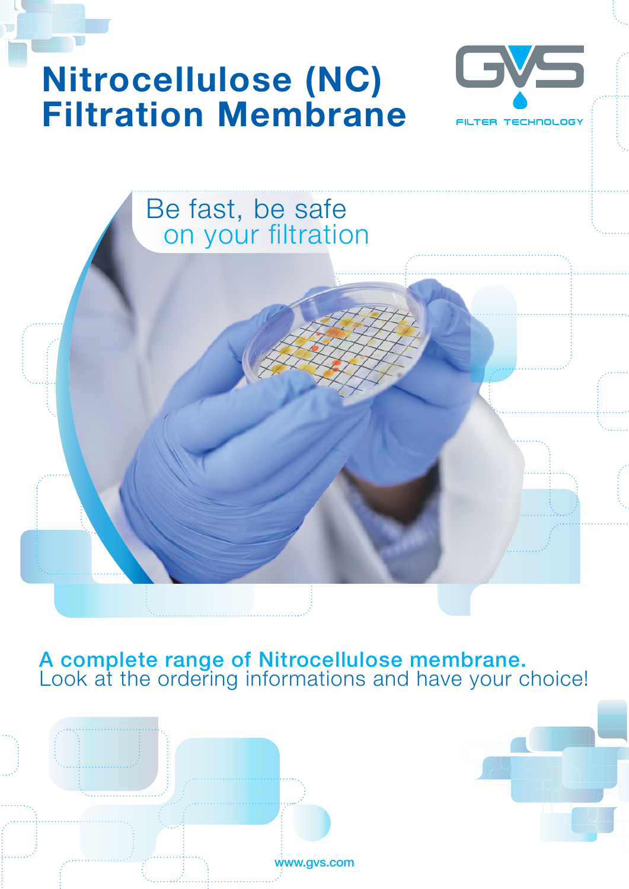# Nitrocellulose (NC) Filtration Membrane

GVS FILTER TECHNOLOGY

Be fast, be safe
on your filtration

**A complete range of Nitrocellulose membrane.**
Look at the ordering informations and have your choice!

www.gvs.com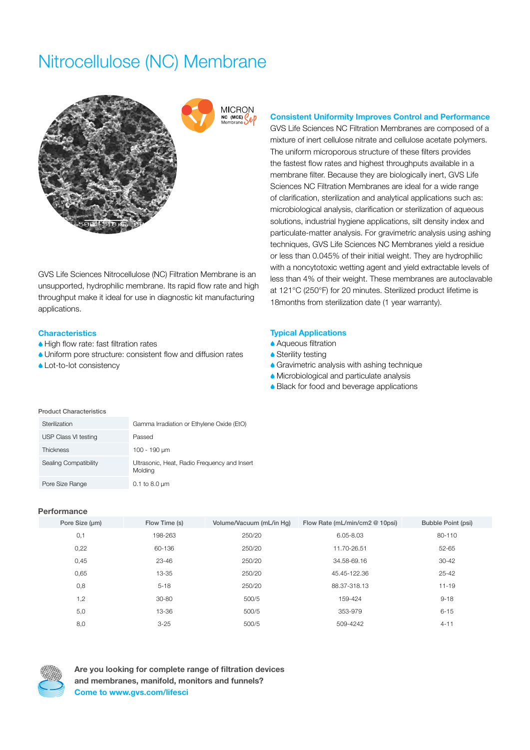# Nitrocellulose (NC) Membrane

MICRON NC (MCE) Membrane Sep

GVS Life Sciences Nitrocellulose (NC) Filtration Membrane is an unsupported, hydrophilic membrane. Its rapid flow rate and high throughput make it ideal for use in diagnostic kit manufacturing applications.

### Consistent Uniformity Improves Control and Performance

GVS Life Sciences NC Filtration Membranes are composed of a mixture of inert cellulose nitrate and cellulose acetate polymers. The uniform microporous structure of these filters provides the fastest flow rates and highest throughputs available in a membrane filter. Because they are biologically inert, GVS Life Sciences NC Filtration Membranes are ideal for a wide range of clarification, sterilization and analytical applications such as: microbiological analysis, clarification or sterilization of aqueous solutions, industrial hygiene applications, silt density index and particulate-matter analysis. For gravimetric analysis using ashing techniques, GVS Life Sciences NC Membranes yield a residue or less than 0.045% of their initial weight. They are hydrophilic with a noncytotoxic wetting agent and yield extractable levels of less than 4% of their weight. These membranes are autoclavable at 121°C (250°F) for 20 minutes. Sterilized product lifetime is 18months from sterilization date (1 year warranty).

### Characteristics

- High flow rate: fast filtration rates
- Uniform pore structure: consistent flow and diffusion rates
- Lot-to-lot consistency

### Typical Applications

- Aqueous filtration
- Sterility testing
- Gravimetric analysis with ashing technique
- Microbiological and particulate analysis
- Black for food and beverage applications

#### Product Characteristics

| | |
|---|---|
| Sterilization | Gamma Irradiation or Ethylene Oxide (EtO) |
| USP Class VI testing | Passed |
| Thickness | 100 - 190 µm |
| Sealing Compatibility | Ultrasonic, Heat, Radio Frequency and Insert Molding |
| Pore Size Range | 0.1 to 8.0 µm |

#### Performance

| Pore Size (µm) | Flow Time (s) | Volume/Vacuum (mL/in Hg) | Flow Rate (mL/min/cm2 @ 10psi) | Bubble Point (psi) |
|---|---|---|---|---|
| 0,1 | 198-263 | 250/20 | 6.05-8.03 | 80-110 |
| 0,22 | 60-136 | 250/20 | 11.70-26.51 | 52-65 |
| 0,45 | 23-46 | 250/20 | 34.58-69.16 | 30-42 |
| 0,65 | 13-35 | 250/20 | 45.45-122.36 | 25-42 |
| 0,8 | 5-18 | 250/20 | 88.37-318.13 | 11-19 |
| 1,2 | 30-80 | 500/5 | 159-424 | 9-18 |
| 5,0 | 13-36 | 500/5 | 353-979 | 6-15 |
| 8,0 | 3-25 | 500/5 | 509-4242 | 4-11 |

**Are you looking for complete range of filtration devices and membranes, manifold, monitors and funnels?**
**Come to www.gvs.com/lifesci**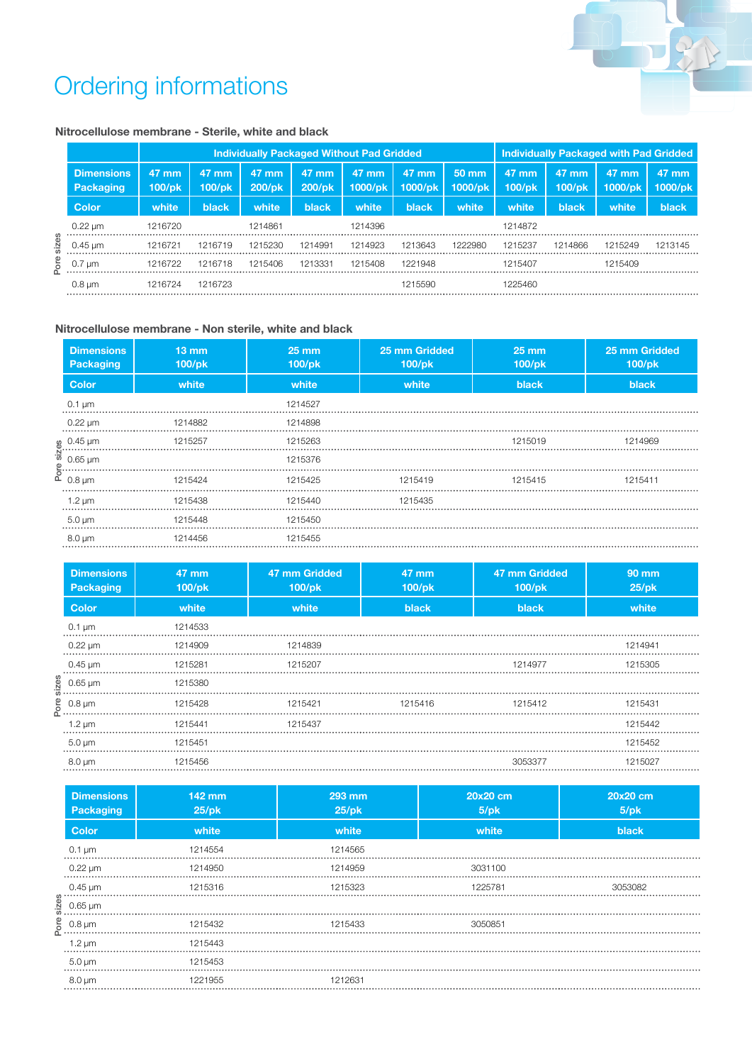# Ordering informations

### Nitrocellulose membrane - Sterile, white and black

| | Individually Packaged Without Pad Gridded | | | | | | | Individually Packaged with Pad Gridded | | | |
|---|---|---|---|---|---|---|---|---|---|---|---|
| **Dimensions Packaging** | 47 mm 100/pk | 47 mm 100/pk | 47 mm 200/pk | 47 mm 200/pk | 47 mm 1000/pk | 47 mm 1000/pk | 50 mm 1000/pk | 47 mm 100/pk | 47 mm 100/pk | 47 mm 1000/pk | 47 mm 1000/pk |
| **Color** | white | black | white | black | white | black | white | white | black | white | black |
| **Pore sizes** | | | | | | | | | | | |
| 0.22 µm | 1216720 | | 1214861 | | 1214396 | | | 1214872 | | | |
| 0.45 µm | 1216721 | 1216719 | 1215230 | 1214991 | 1214923 | 1213643 | 1222980 | 1215237 | 1214866 | 1215249 | 1213145 |
| 0.7 µm | 1216722 | 1216718 | 1215406 | 1213331 | 1215408 | 1221948 | | 1215407 | | 1215409 | |
| 0.8 µm | 1216724 | 1216723 | | | | 1215590 | | 1225460 | | | |

### Nitrocellulose membrane - Non sterile, white and black

| **Dimensions Packaging** | 13 mm 100/pk | 25 mm 100/pk | 25 mm Gridded 100/pk | 25 mm 100/pk | 25 mm Gridded 100/pk |
|---|---|---|---|---|---|
| **Color** | white | white | white | black | black |
| **Pore sizes** | | | | | |
| 0.1 µm | | 1214527 | | | |
| 0.22 µm | 1214882 | 1214898 | | | |
| 0.45 µm | 1215257 | 1215263 | | 1215019 | 1214969 |
| 0.65 µm | | 1215376 | | | |
| 0.8 µm | 1215424 | 1215425 | 1215419 | 1215415 | 1215411 |
| 1.2 µm | 1215438 | 1215440 | 1215435 | | |
| 5.0 µm | 1215448 | 1215450 | | | |
| 8.0 µm | 1214456 | 1215455 | | | |

| **Dimensions Packaging** | 47 mm 100/pk | 47 mm Gridded 100/pk | 47 mm 100/pk | 47 mm Gridded 100/pk | 90 mm 25/pk |
|---|---|---|---|---|---|
| **Color** | white | white | black | black | white |
| **Pore sizes** | | | | | |
| 0.1 µm | 1214533 | | | | |
| 0.22 µm | 1214909 | 1214839 | | | 1214941 |
| 0.45 µm | 1215281 | 1215207 | | 1214977 | 1215305 |
| 0.65 µm | 1215380 | | | | |
| 0.8 µm | 1215428 | 1215421 | 1215416 | 1215412 | 1215431 |
| 1.2 µm | 1215441 | 1215437 | | | 1215442 |
| 5.0 µm | 1215451 | | | | 1215452 |
| 8.0 µm | 1215456 | | | 3053377 | 1215027 |

| **Dimensions Packaging** | 142 mm 25/pk | 293 mm 25/pk | 20x20 cm 5/pk | 20x20 cm 5/pk |
|---|---|---|---|---|
| **Color** | white | white | white | black |
| **Pore sizes** | | | | |
| 0.1 µm | 1214554 | 1214565 | | |
| 0.22 µm | 1214950 | 1214959 | 3031100 | |
| 0.45 µm | 1215316 | 1215323 | 1225781 | 3053082 |
| 0.65 µm | | | | |
| 0.8 µm | 1215432 | 1215433 | 3050851 | |
| 1.2 µm | 1215443 | | | |
| 5.0 µm | 1215453 | | | |
| 8.0 µm | 1221955 | 1212631 | | |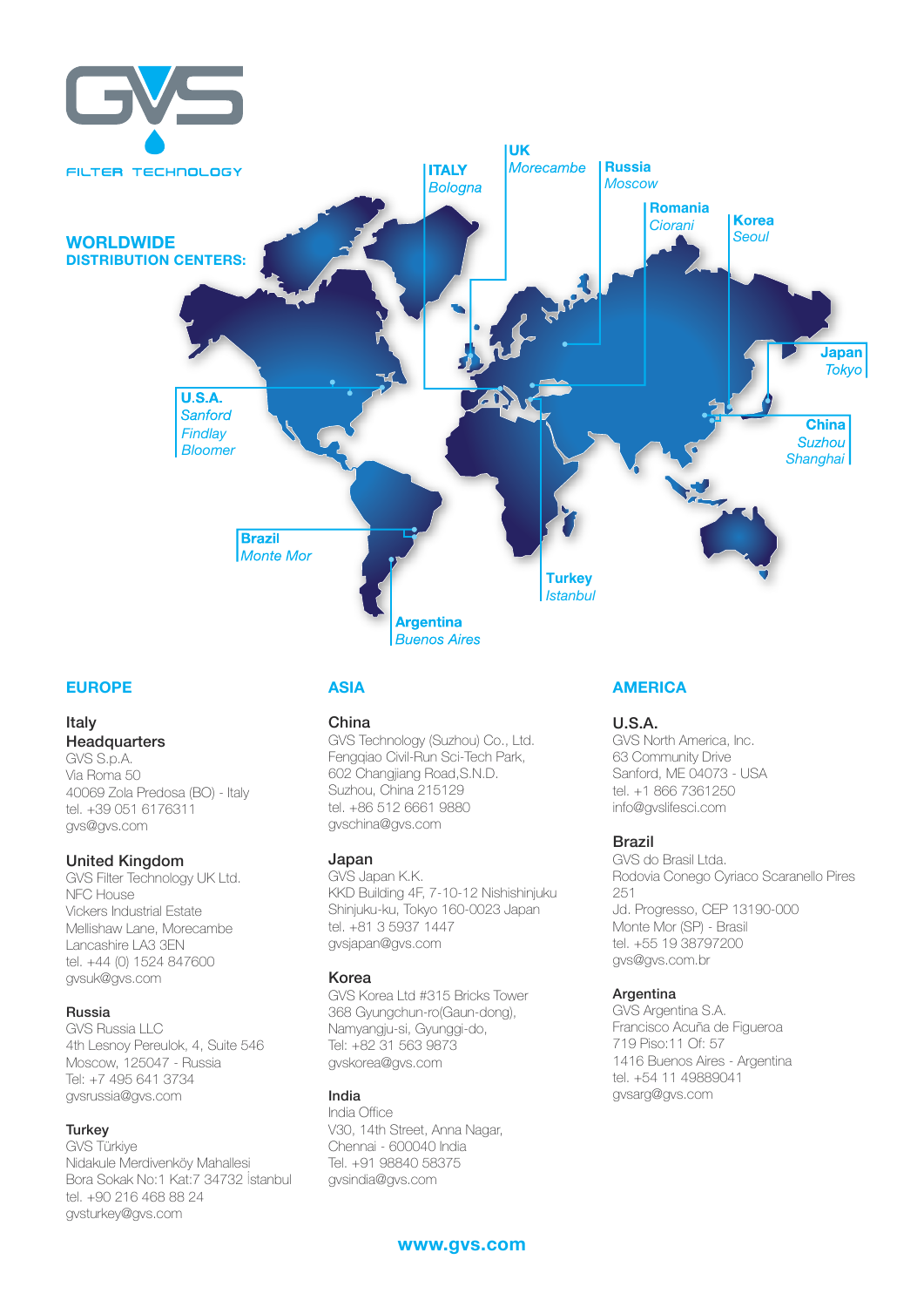GVS

FILTER TECHNOLOGY

## WORLDWIDE DISTRIBUTION CENTERS:

**ITALY**
*Bologna*

**UK**
*Morecambe*

**Russia**
*Moscow*

**Romania**
*Ciorani*

**Korea**
*Seoul*

**Japan**
*Tokyo*

**China**
*Suzhou*
*Shanghai*

**U.S.A.**
*Sanford*
*Findlay*
*Bloomer*

**Brazil**
*Monte Mor*

**Turkey**
*Istanbul*

**Argentina**
*Buenos Aires*

## EUROPE

### Italy Headquarters
GVS S.p.A.
Via Roma 50
40069 Zola Predosa (BO) - Italy
tel. +39 051 6176311
gvs@gvs.com

### United Kingdom
GVS Filter Technology UK Ltd.
NFC House
Vickers Industrial Estate
Mellishaw Lane, Morecambe
Lancashire LA3 3EN
tel. +44 (0) 1524 847600
gvsuk@gvs.com

### Russia
GVS Russia LLC
4th Lesnoy Pereulok, 4, Suite 546
Moscow, 125047 - Russia
Tel: +7 495 641 3734
gvsrussia@gvs.com

### Turkey
GVS Türkiye
Nidakule Merdivenköy Mahallesi
Bora Sokak No:1 Kat:7 34732 İstanbul
tel. +90 216 468 88 24
gvsturkey@gvs.com

## ASIA

### China
GVS Technology (Suzhou) Co., Ltd.
Fengqiao Civil-Run Sci-Tech Park,
602 Changjiang Road,S.N.D.
Suzhou, China 215129
tel. +86 512 6661 9880
gvschina@gvs.com

### Japan
GVS Japan K.K.
KKD Building 4F, 7-10-12 Nishishinjuku
Shinjuku-ku, Tokyo 160-0023 Japan
tel. +81 3 5937 1447
gvsjapan@gvs.com

### Korea
GVS Korea Ltd #315 Bricks Tower
368 Gyungchun-ro(Gaun-dong),
Namyangju-si, Gyunggi-do,
Tel: +82 31 563 9873
gvskorea@gvs.com

### India
India Office
V30, 14th Street, Anna Nagar,
Chennai - 600040 India
Tel. +91 98840 58375
gvsindia@gvs.com

## AMERICA

### U.S.A.
GVS North America, Inc.
63 Community Drive
Sanford, ME 04073 - USA
tel. +1 866 7361250
info@gvslifesci.com

### Brazil
GVS do Brasil Ltda.
Rodovia Conego Cyriaco Scaranello Pires 251
Jd. Progresso, CEP 13190-000
Monte Mor (SP) - Brasil
tel. +55 19 38797200
gvs@gvs.com.br

### Argentina
GVS Argentina S.A.
Francisco Acuña de Figueroa
719 Piso:11 Of: 57
1416 Buenos Aires - Argentina
tel. +54 11 49889041
gvsarg@gvs.com

**www.gvs.com**